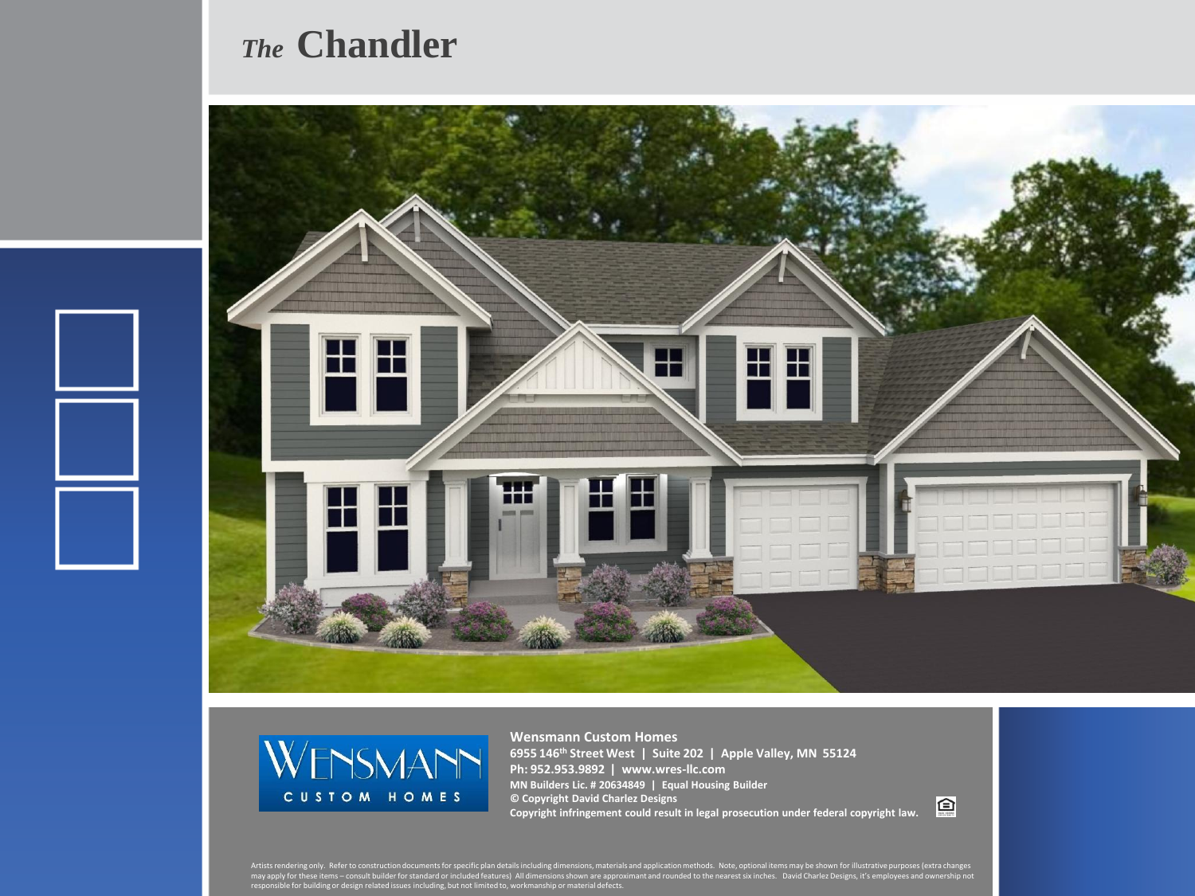# *The* Chandler

**Wensmann Custom Homes**
**6955 146th Street West | Suite 202 | Apple Valley, MN 55124**
**Ph: 952.953.9892 | www.wres-llc.com**
**MN Builders Lic. # 20634849 | Equal Housing Builder**
**© Copyright David Charlez Designs**
**Copyright infringement could result in legal prosecution under federal copyright law.**

Artists rendering only. Refer to construction documents for specific plan details including dimensions, materials and application methods. Note, optional items may be shown for illustrative purposes (extra changes may apply for these items – consult builder for standard or included features) All dimensions shown are approximant and rounded to the nearest six inches. David Charlez Designs, it's employees and ownership not responsible for building or design related issues including, but not limited to, workmanship or material defects.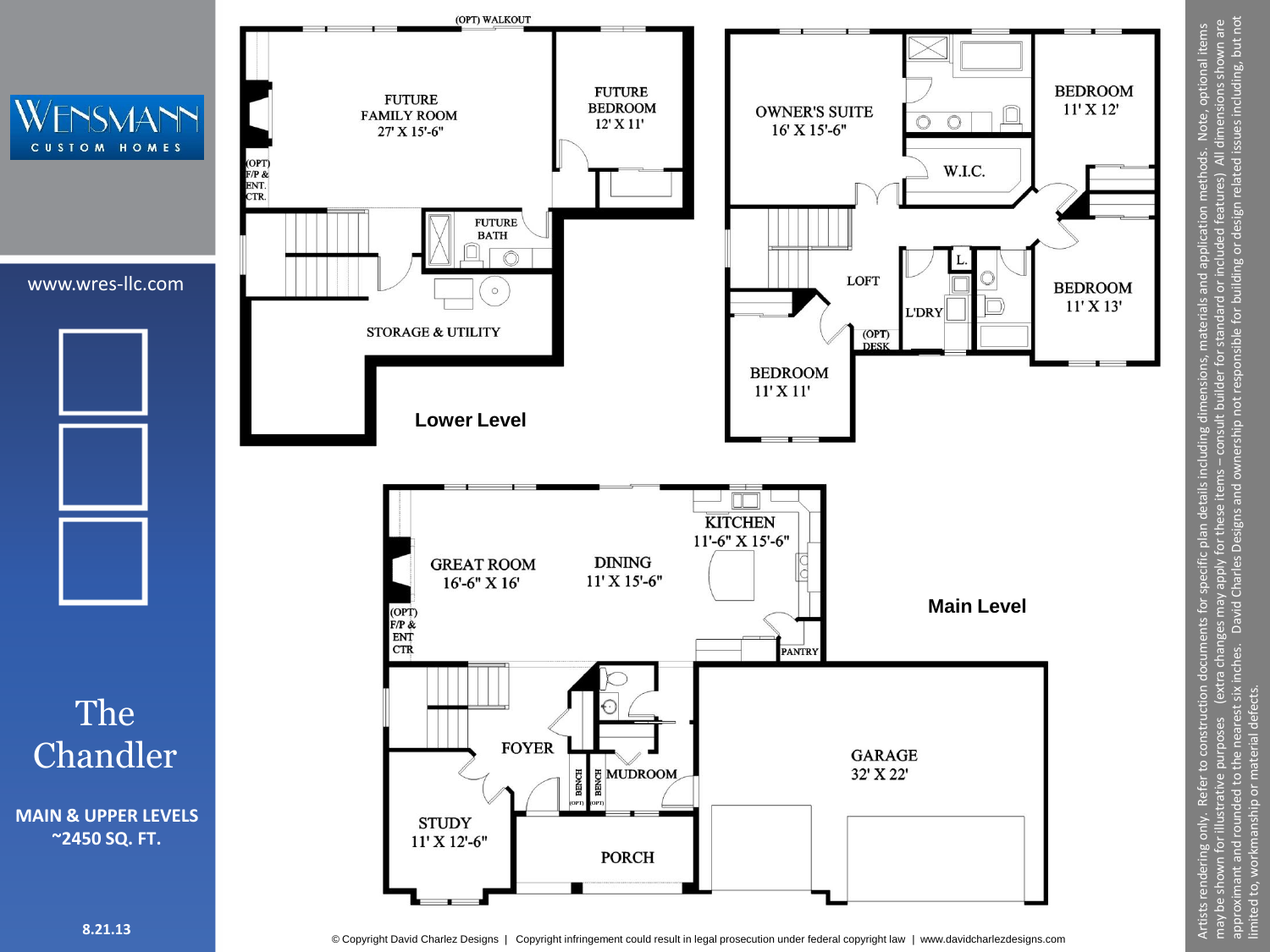WENSMANN
CUSTOM HOMES

www.wres-llc.com

# The Chandler

**MAIN & UPPER LEVELS ~2450 SQ. FT.**

8.21.13

## Lower Level

(OPT) WALKOUT

FUTURE FAMILY ROOM 27' X 15'-6"

FUTURE BEDROOM 12' X 11'

(OPT) F/P & ENT. CTR.

FUTURE BATH

STORAGE & UTILITY

## Upper Level

OWNER'S SUITE 16' X 15'-6"

W.I.C.

BEDROOM 11' X 12'

BEDROOM 11' X 13'

LOFT

L.

L'DRY

(OPT) DESK

BEDROOM 11' X 11'

## Main Level

GREAT ROOM 16'-6" X 16'

DINING 11' X 15'-6"

KITCHEN 11'-6" X 15'-6"

(OPT) F/P & ENT CTR

PANTRY

FOYER

BENCH (OPT)

BENCH (OPT)

MUDROOM

STUDY 11' X 12'-6"

PORCH

GARAGE 32' X 22'

Artists rendering only. Refer to construction documents for specific plan details including dimensions, materials and application methods. Note, optional items may be shown for illustrative purposes (extra changes may apply for these items – consult builder for standard or included features) All dimensions shown are approximant and rounded to the nearest six inches. David Charles Designs and ownership not responsible for building or design related issues including, but not limited to, workmanship or material defects.

© Copyright David Charlez Designs | Copyright infringement could result in legal prosecution under federal copyright law | www.davidcharlezdesigns.com